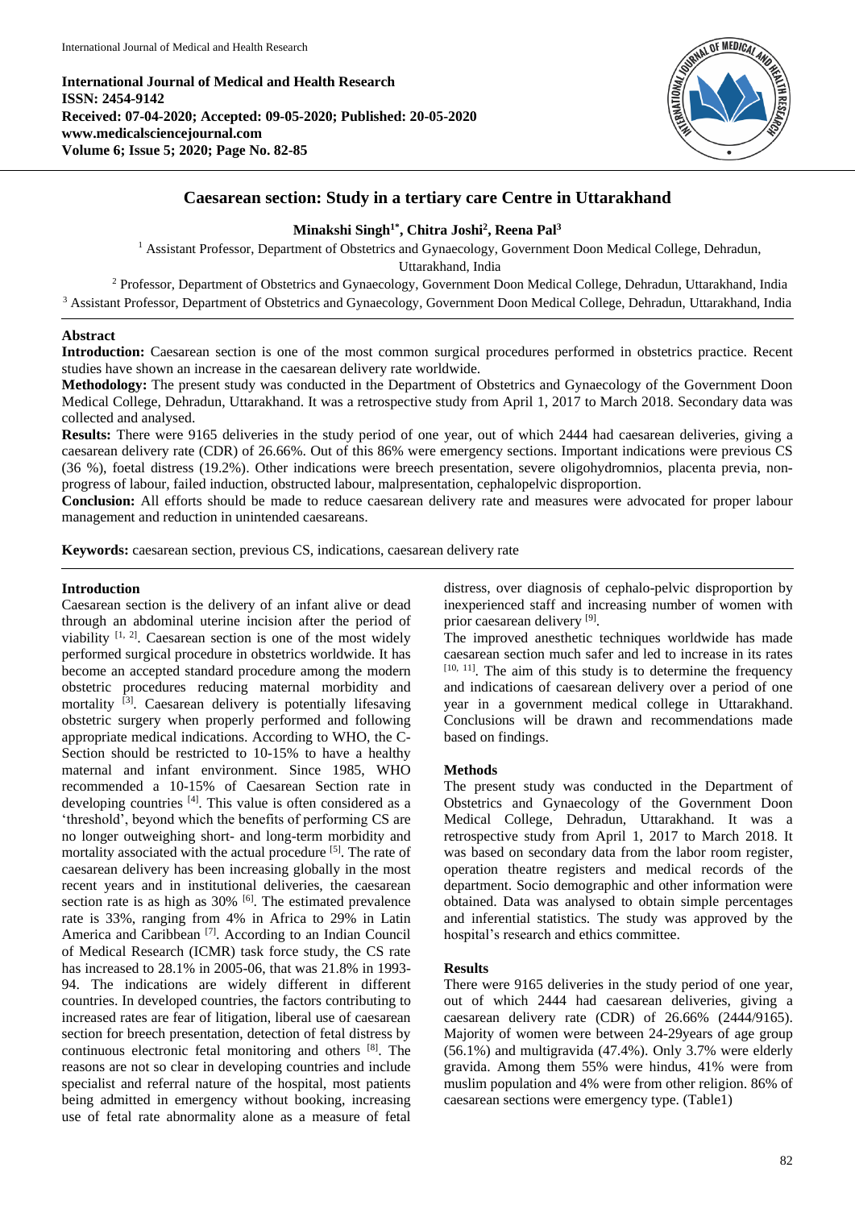International Journal of Medical and Health Research
ISSN: 2454-9142
Received: 07-04-2020; Accepted: 09-05-2020; Published: 20-05-2020
www.medicalsciencejournal.com
Volume 6; Issue 5; 2020; Page No. 82-85

# Caesarean section: Study in a tertiary care Centre in Uttarakhand

**Minakshi Singh[1*], Chitra Joshi[2], Reena Pal[3]**

[1] Assistant Professor, Department of Obstetrics and Gynaecology, Government Doon Medical College, Dehradun, Uttarakhand, India

[2] Professor, Department of Obstetrics and Gynaecology, Government Doon Medical College, Dehradun, Uttarakhand, India

[3] Assistant Professor, Department of Obstetrics and Gynaecology, Government Doon Medical College, Dehradun, Uttarakhand, India

## Abstract

**Introduction:** Caesarean section is one of the most common surgical procedures performed in obstetrics practice. Recent studies have shown an increase in the caesarean delivery rate worldwide.

**Methodology:** The present study was conducted in the Department of Obstetrics and Gynaecology of the Government Doon Medical College, Dehradun, Uttarakhand. It was a retrospective study from April 1, 2017 to March 2018. Secondary data was collected and analysed.

**Results:** There were 9165 deliveries in the study period of one year, out of which 2444 had caesarean deliveries, giving a caesarean delivery rate (CDR) of 26.66%. Out of this 86% were emergency sections. Important indications were previous CS (36 %), foetal distress (19.2%). Other indications were breech presentation, severe oligohydromnios, placenta previa, non-progress of labour, failed induction, obstructed labour, malpresentation, cephalopelvic disproportion.

**Conclusion:** All efforts should be made to reduce caesarean delivery rate and measures were advocated for proper labour management and reduction in unintended caesareans.

**Keywords:** caesarean section, previous CS, indications, caesarean delivery rate

## Introduction

Caesarean section is the delivery of an infant alive or dead through an abdominal uterine incision after the period of viability [1, 2]. Caesarean section is one of the most widely performed surgical procedure in obstetrics worldwide. It has become an accepted standard procedure among the modern obstetric procedures reducing maternal morbidity and mortality [3]. Caesarean delivery is potentially lifesaving obstetric surgery when properly performed and following appropriate medical indications. According to WHO, the C-Section should be restricted to 10-15% to have a healthy maternal and infant environment. Since 1985, WHO recommended a 10-15% of Caesarean Section rate in developing countries [4]. This value is often considered as a 'threshold', beyond which the benefits of performing CS are no longer outweighing short- and long-term morbidity and mortality associated with the actual procedure [5]. The rate of caesarean delivery has been increasing globally in the most recent years and in institutional deliveries, the caesarean section rate is as high as 30% [6]. The estimated prevalence rate is 33%, ranging from 4% in Africa to 29% in Latin America and Caribbean [7]. According to an Indian Council of Medical Research (ICMR) task force study, the CS rate has increased to 28.1% in 2005-06, that was 21.8% in 1993-94. The indications are widely different in different countries. In developed countries, the factors contributing to increased rates are fear of litigation, liberal use of caesarean section for breech presentation, detection of fetal distress by continuous electronic fetal monitoring and others [8]. The reasons are not so clear in developing countries and include specialist and referral nature of the hospital, most patients being admitted in emergency without booking, increasing use of fetal rate abnormality alone as a measure of fetal distress, over diagnosis of cephalo-pelvic disproportion by inexperienced staff and increasing number of women with prior caesarean delivery [9].

The improved anesthetic techniques worldwide has made caesarean section much safer and led to increase in its rates [10, 11]. The aim of this study is to determine the frequency and indications of caesarean delivery over a period of one year in a government medical college in Uttarakhand. Conclusions will be drawn and recommendations made based on findings.

## Methods

The present study was conducted in the Department of Obstetrics and Gynaecology of the Government Doon Medical College, Dehradun, Uttarakhand. It was a retrospective study from April 1, 2017 to March 2018. It was based on secondary data from the labor room register, operation theatre registers and medical records of the department. Socio demographic and other information were obtained. Data was analysed to obtain simple percentages and inferential statistics. The study was approved by the hospital's research and ethics committee.

## Results

There were 9165 deliveries in the study period of one year, out of which 2444 had caesarean deliveries, giving a caesarean delivery rate (CDR) of 26.66% (2444/9165). Majority of women were between 24-29years of age group (56.1%) and multigravida (47.4%). Only 3.7% were elderly gravida. Among them 55% were hindus, 41% were from muslim population and 4% were from other religion. 86% of caesarean sections were emergency type. (Table1)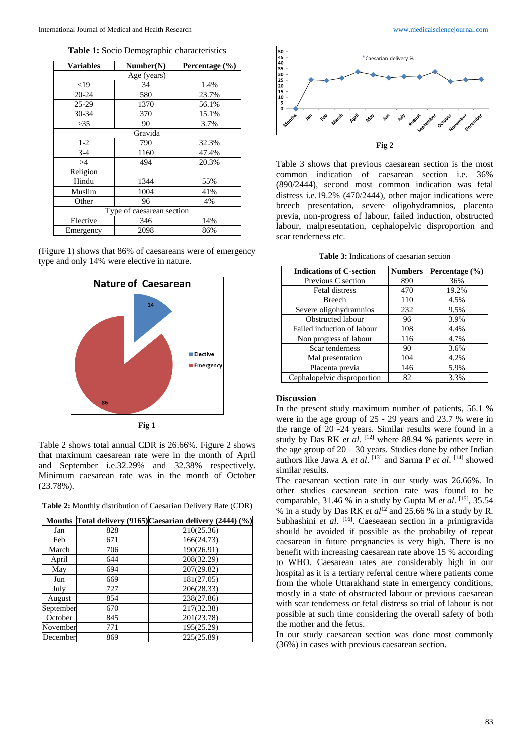**Table 1:** Socio Demographic characteristics

| Variables | Number(N) | Percentage (%) |
|---|---|---|
| Age (years) | | |
| <19 | 34 | 1.4% |
| 20-24 | 580 | 23.7% |
| 25-29 | 1370 | 56.1% |
| 30-34 | 370 | 15.1% |
| >35 | 90 | 3.7% |
| Gravida | | |
| 1-2 | 790 | 32.3% |
| 3-4 | 1160 | 47.4% |
| >4 | 494 | 20.3% |
| Religion | | |
| Hindu | 1344 | 55% |
| Muslim | 1004 | 41% |
| Other | 96 | 4% |
| Type of caesarean section | | |
| Elective | 346 | 14% |
| Emergency | 2098 | 86% |

(Figure 1) shows that 86% of caesareans were of emergency type and only 14% were elective in nature.

**Fig 1**

Table 2 shows total annual CDR is 26.66%. Figure 2 shows that maximum caesarean rate were in the month of April and September i.e.32.29% and 32.38% respectively. Minimum caesarean rate was in the month of October (23.78%).

**Table 2:** Monthly distribution of Caesarian Delivery Rate (CDR)

| Months | Total delivery (9165) | Caesarian delivery (2444) (%) |
|---|---|---|
| Jan | 828 | 210(25.36) |
| Feb | 671 | 166(24.73) |
| March | 706 | 190(26.91) |
| April | 644 | 208(32.29) |
| May | 694 | 207(29.82) |
| Jun | 669 | 181(27.05) |
| July | 727 | 206(28.33) |
| August | 854 | 238(27.86) |
| September | 670 | 217(32.38) |
| October | 845 | 201(23.78) |
| November | 771 | 195(25.29) |
| December | 869 | 225(25.89) |

**Fig 2**

Table 3 shows that previous caesarean section is the most common indication of caesarean section i.e. 36% (890/2444), second most common indication was fetal distress i.e.19.2% (470/2444), other major indications were breech presentation, severe oligohydramnios, placenta previa, non-progress of labour, failed induction, obstructed labour, malpresentation, cephalopelvic disproportion and scar tenderness etc.

**Table 3:** Indications of caesarian section

| Indications of C-section | Numbers | Percentage (%) |
|---|---|---|
| Previous C section | 890 | 36% |
| Fetal distress | 470 | 19.2% |
| Breech | 110 | 4.5% |
| Severe oligohydramnios | 232 | 9.5% |
| Obstructed labour | 96 | 3.9% |
| Failed induction of labour | 108 | 4.4% |
| Non progress of labour | 116 | 4.7% |
| Scar tenderness | 90 | 3.6% |
| Mal presentation | 104 | 4.2% |
| Placenta previa | 146 | 5.9% |
| Cephalopelvic disproportion | 82 | 3.3% |

## Discussion

In the present study maximum number of patients, 56.1 % were in the age group of 25 - 29 years and 23.7 % were in the range of 20 -24 years. Similar results were found in a study by Das RK *et al.* [12] where 88.94 % patients were in the age group of 20 – 30 years. Studies done by other Indian authors like Jawa A *et al.* [13] and Sarma P *et al.* [14] showed similar results.

The caesarean section rate in our study was 26.66%. In other studies caesarean section rate was found to be comparable, 31.46 % in a study by Gupta M *et al.* [15], 35.54 % in a study by Das RK *et al*[12] and 25.66 % in a study by R. Subhashini *et al.* [16]. Caeseaean section in a primigravida should be avoided if possible as the probabilty of repeat caesarean in future pregnancies is very high. There is no benefit with increasing caesarean rate above 15 % according to WHO. Caesarean rates are considerably high in our hospital as it is a tertiary referral centre where patients come from the whole Uttarakhand state in emergency conditions, mostly in a state of obstructed labour or previous caesarean with scar tenderness or fetal distress so trial of labour is not possible at such time considering the overall safety of both the mother and the fetus.

In our study caesarean section was done most commonly (36%) in cases with previous caesarean section.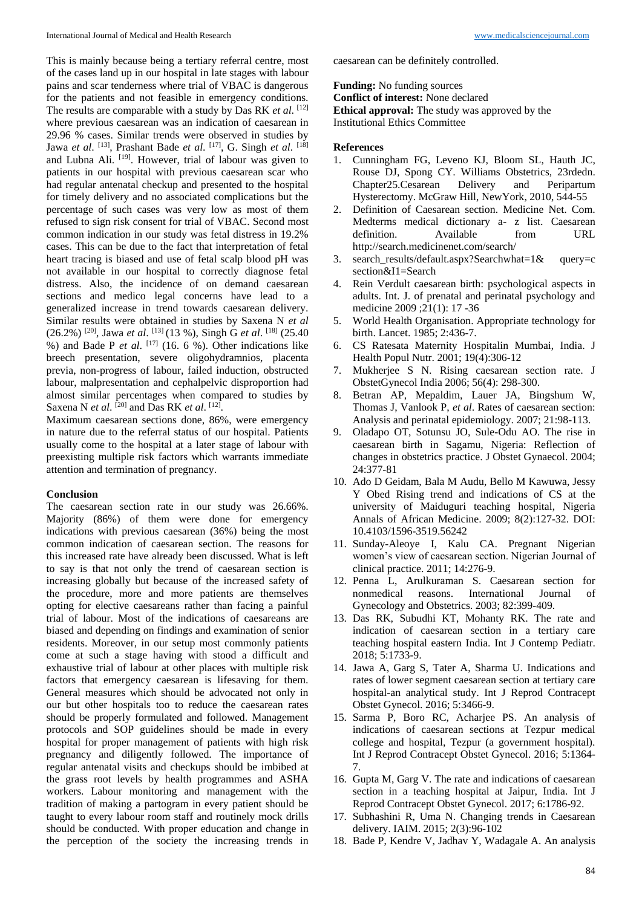This is mainly because being a tertiary referral centre, most of the cases land up in our hospital in late stages with labour pains and scar tenderness where trial of VBAC is dangerous for the patients and not feasible in emergency conditions. The results are comparable with a study by Das RK *et al.* [12] where previous caesarean was an indication of caesarean in 29.96 % cases. Similar trends were observed in studies by Jawa *et al.* [13], Prashant Bade *et al.* [17], G. Singh *et al.* [18] and Lubna Ali. [19]. However, trial of labour was given to patients in our hospital with previous caesarean scar who had regular antenatal checkup and presented to the hospital for timely delivery and no associated complications but the percentage of such cases was very low as most of them refused to sign risk consent for trial of VBAC. Second most common indication in our study was fetal distress in 19.2% cases. This can be due to the fact that interpretation of fetal heart tracing is biased and use of fetal scalp blood pH was not available in our hospital to correctly diagnose fetal distress. Also, the incidence of on demand caesarean sections and medico legal concerns have lead to a generalized increase in trend towards caesarean delivery. Similar results were obtained in studies by Saxena N *et al* (26.2%) [20], Jawa *et al.* [13] (13 %), Singh G *et al.* [18] (25.40 %) and Bade P *et al.* [17] (16. 6 %). Other indications like breech presentation, severe oligohydramnios, placenta previa, non-progress of labour, failed induction, obstructed labour, malpresentation and cephalpelvic disproportion had almost similar percentages when compared to studies by Saxena N *et al.* [20] and Das RK *et al.* [12].

Maximum caesarean sections done, 86%, were emergency in nature due to the referral status of our hospital. Patients usually come to the hospital at a later stage of labour with preexisting multiple risk factors which warrants immediate attention and termination of pregnancy.

## Conclusion

The caesarean section rate in our study was 26.66%. Majority (86%) of them were done for emergency indications with previous caesarean (36%) being the most common indication of caesarean section. The reasons for this increased rate have already been discussed. What is left to say is that not only the trend of caesarean section is increasing globally but because of the increased safety of the procedure, more and more patients are themselves opting for elective caesareans rather than facing a painful trial of labour. Most of the indications of caesareans are biased and depending on findings and examination of senior residents. Moreover, in our setup most commonly patients come at such a stage having with stood a difficult and exhaustive trial of labour at other places with multiple risk factors that emergency caesarean is lifesaving for them. General measures which should be advocated not only in our but other hospitals too to reduce the caesarean rates should be properly formulated and followed. Management protocols and SOP guidelines should be made in every hospital for proper management of patients with high risk pregnancy and diligently followed. The importance of regular antenatal visits and checkups should be imbibed at the grass root levels by health programmes and ASHA workers. Labour monitoring and management with the tradition of making a partogram in every patient should be taught to every labour room staff and routinely mock drills should be conducted. With proper education and change in the perception of the society the increasing trends in caesarean can be definitely controlled.

**Funding:** No funding sources
**Conflict of interest:** None declared
**Ethical approval:** The study was approved by the Institutional Ethics Committee

## References

1. Cunningham FG, Leveno KJ, Bloom SL, Hauth JC, Rouse DJ, Spong CY. Williams Obstetrics, 23rdedn. Chapter25.Cesarean Delivery and Peripartum Hysterectomy. McGraw Hill, NewYork, 2010, 544-55
2. Definition of Caesarean section. Medicine Net. Com. Medterms medical dictionary a- z list. Caesarean definition. Available from URL http://search.medicinenet.com/search/
3. search_results/default.aspx?Searchwhat=1& query=c section&I1=Search
4. Rein Verdult caesarean birth: psychological aspects in adults. Int. J. of prenatal and perinatal psychology and medicine 2009 ;21(1): 17 -36
5. World Health Organisation. Appropriate technology for birth. Lancet. 1985; 2:436-7.
6. CS Ratesata Maternity Hospitalin Mumbai, India. J Health Popul Nutr. 2001; 19(4):306-12
7. Mukherjee S N. Rising caesarean section rate. J ObstetGynecol India 2006; 56(4): 298-300.
8. Betran AP, Mepaldim, Lauer JA, Bingshum W, Thomas J, Vanlook P, *et al*. Rates of caesarean section: Analysis and perinatal epidemiology. 2007; 21:98-113.
9. Oladapo OT, Sotunsu JO, Sule-Odu AO. The rise in caesarean birth in Sagamu, Nigeria: Reflection of changes in obstetrics practice. J Obstet Gynaecol. 2004; 24:377-81
10. Ado D Geidam, Bala M Audu, Bello M Kawuwa, Jessy Y Obed Rising trend and indications of CS at the university of Maiduguri teaching hospital, Nigeria Annals of African Medicine. 2009; 8(2):127-32. DOI: 10.4103/1596-3519.56242
11. Sunday-Aleoye I, Kalu CA. Pregnant Nigerian women's view of caesarean section. Nigerian Journal of clinical practice. 2011; 14:276-9.
12. Penna L, Arulkuraman S. Caesarean section for nonmedical reasons. International Journal of Gynecology and Obstetrics. 2003; 82:399-409.
13. Das RK, Subudhi KT, Mohanty RK. The rate and indication of caesarean section in a tertiary care teaching hospital eastern India. Int J Contemp Pediatr. 2018; 5:1733-9.
14. Jawa A, Garg S, Tater A, Sharma U. Indications and rates of lower segment caesarean section at tertiary care hospital-an analytical study. Int J Reprod Contracept Obstet Gynecol. 2016; 5:3466-9.
15. Sarma P, Boro RC, Acharjee PS. An analysis of indications of caesarean sections at Tezpur medical college and hospital, Tezpur (a government hospital). Int J Reprod Contracept Obstet Gynecol. 2016; 5:1364-7.
16. Gupta M, Garg V. The rate and indications of caesarean section in a teaching hospital at Jaipur, India. Int J Reprod Contracept Obstet Gynecol. 2017; 6:1786-92.
17. Subhashini R, Uma N. Changing trends in Caesarean delivery. IAIM. 2015; 2(3):96-102
18. Bade P, Kendre V, Jadhav Y, Wadagale A. An analysis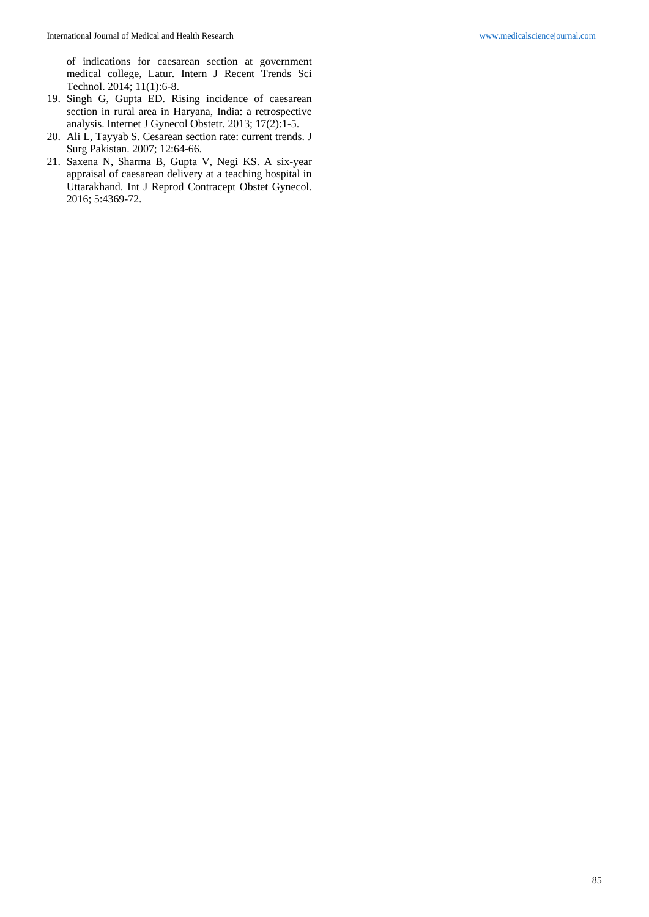of indications for caesarean section at government medical college, Latur. Intern J Recent Trends Sci Technol. 2014; 11(1):6-8.

19. Singh G, Gupta ED. Rising incidence of caesarean section in rural area in Haryana, India: a retrospective analysis. Internet J Gynecol Obstetr. 2013; 17(2):1-5.
20. Ali L, Tayyab S. Cesarean section rate: current trends. J Surg Pakistan. 2007; 12:64-66.
21. Saxena N, Sharma B, Gupta V, Negi KS. A six-year appraisal of caesarean delivery at a teaching hospital in Uttarakhand. Int J Reprod Contracept Obstet Gynecol. 2016; 5:4369-72.